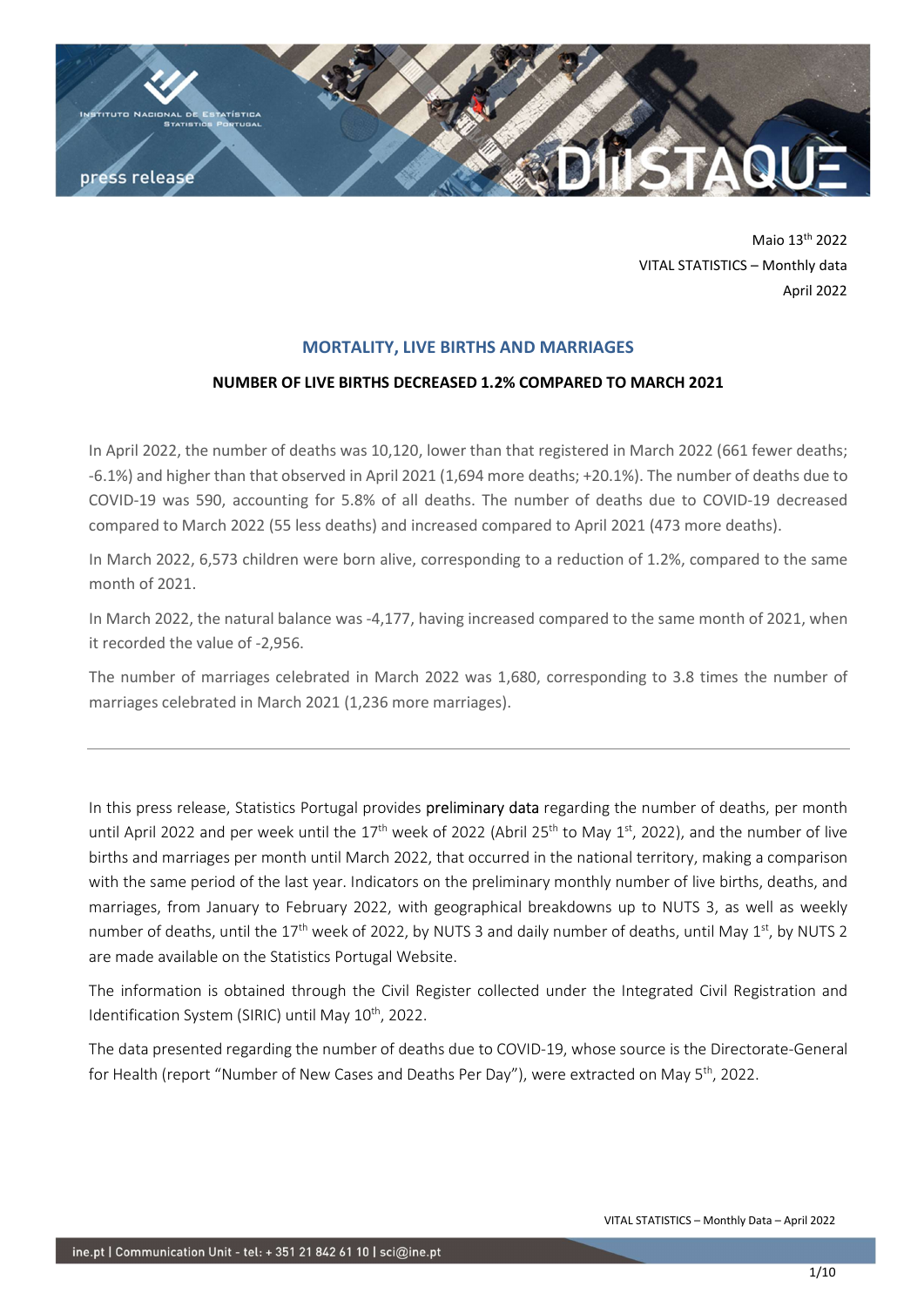Maio 13th 2022
VITAL STATISTICS – Monthly data
April 2022

## MORTALITY, LIVE BIRTHS AND MARRIAGES

### NUMBER OF LIVE BIRTHS DECREASED 1.2% COMPARED TO MARCH 2021

In April 2022, the number of deaths was 10,120, lower than that registered in March 2022 (661 fewer deaths; -6.1%) and higher than that observed in April 2021 (1,694 more deaths; +20.1%). The number of deaths due to COVID-19 was 590, accounting for 5.8% of all deaths. The number of deaths due to COVID-19 decreased compared to March 2022 (55 less deaths) and increased compared to April 2021 (473 more deaths).

In March 2022, 6,573 children were born alive, corresponding to a reduction of 1.2%, compared to the same month of 2021.

In March 2022, the natural balance was -4,177, having increased compared to the same month of 2021, when it recorded the value of -2,956.

The number of marriages celebrated in March 2022 was 1,680, corresponding to 3.8 times the number of marriages celebrated in March 2021 (1,236 more marriages).

---

In this press release, Statistics Portugal provides preliminary data regarding the number of deaths, per month until April 2022 and per week until the 17th week of 2022 (Abril 25th to May 1st, 2022), and the number of live births and marriages per month until March 2022, that occurred in the national territory, making a comparison with the same period of the last year. Indicators on the preliminary monthly number of live births, deaths, and marriages, from January to February 2022, with geographical breakdowns up to NUTS 3, as well as weekly number of deaths, until the 17th week of 2022, by NUTS 3 and daily number of deaths, until May 1st, by NUTS 2 are made available on the Statistics Portugal Website.

The information is obtained through the Civil Register collected under the Integrated Civil Registration and Identification System (SIRIC) until May 10th, 2022.

The data presented regarding the number of deaths due to COVID-19, whose source is the Directorate-General for Health (report "Number of New Cases and Deaths Per Day"), were extracted on May 5th, 2022.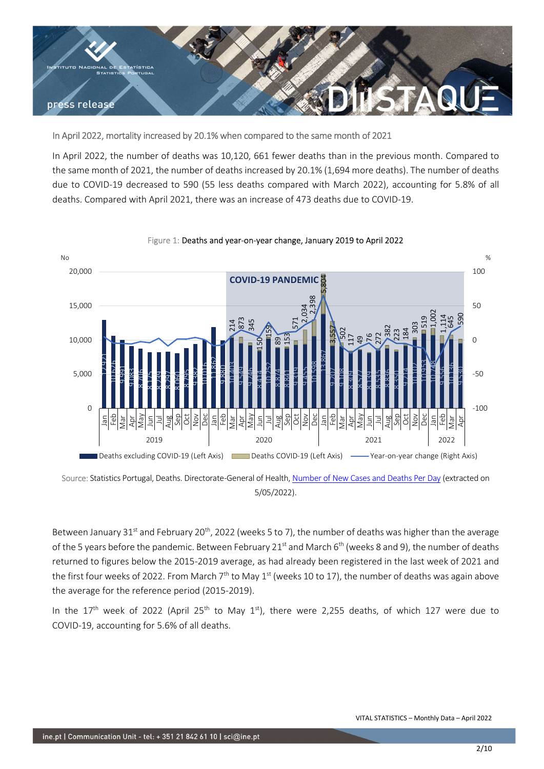In April 2022, mortality increased by 20.1% when compared to the same month of 2021

In April 2022, the number of deaths was 10,120, 661 fewer deaths than in the previous month. Compared to the same month of 2021, the number of deaths increased by 20.1% (1,694 more deaths). The number of deaths due to COVID-19 decreased to 590 (55 less deaths compared with March 2022), accounting for 5.8% of all deaths. Compared with April 2021, there was an increase of 473 deaths due to COVID-19.

Figure 1: Deaths and year-on-year change, January 2019 to April 2022

Source: Statistics Portugal, Deaths. Directorate-General of Health, Number of New Cases and Deaths Per Day (extracted on 5/05/2022).

Between January 31st and February 20th, 2022 (weeks 5 to 7), the number of deaths was higher than the average of the 5 years before the pandemic. Between February 21st and March 6th (weeks 8 and 9), the number of deaths returned to figures below the 2015-2019 average, as had already been registered in the last week of 2021 and the first four weeks of 2022. From March 7th to May 1st (weeks 10 to 17), the number of deaths was again above the average for the reference period (2015-2019).

In the 17th week of 2022 (April 25th to May 1st), there were 2,255 deaths, of which 127 were due to COVID-19, accounting for 5.6% of all deaths.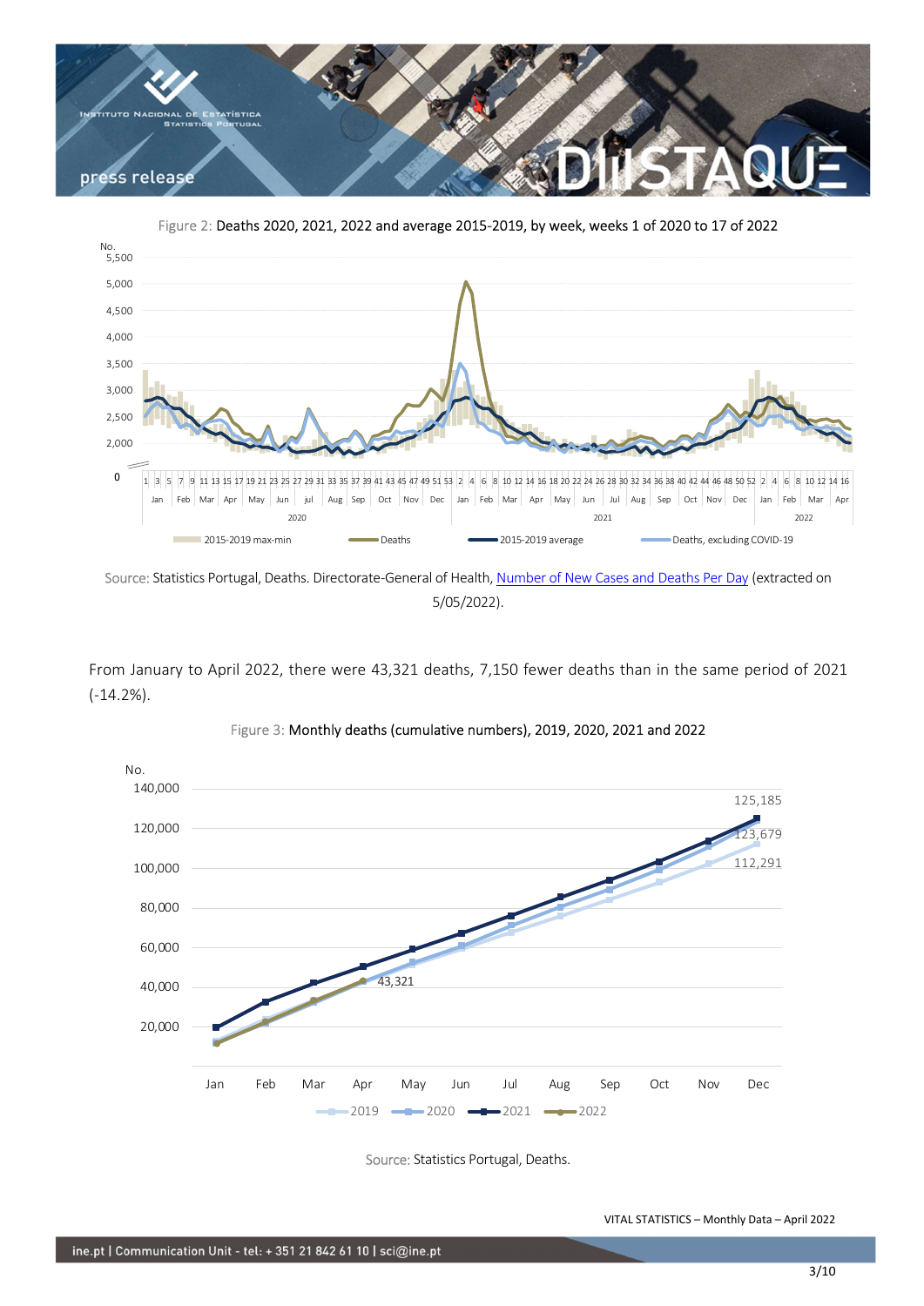Figure 2: Deaths 2020, 2021, 2022 and average 2015-2019, by week, weeks 1 of 2020 to 17 of 2022

Source: Statistics Portugal, Deaths. Directorate-General of Health, [Number of New Cases and Deaths Per Day](#) (extracted on 5/05/2022).

From January to April 2022, there were 43,321 deaths, 7,150 fewer deaths than in the same period of 2021 (-14.2%).

Figure 3: Monthly deaths (cumulative numbers), 2019, 2020, 2021 and 2022

Source: Statistics Portugal, Deaths.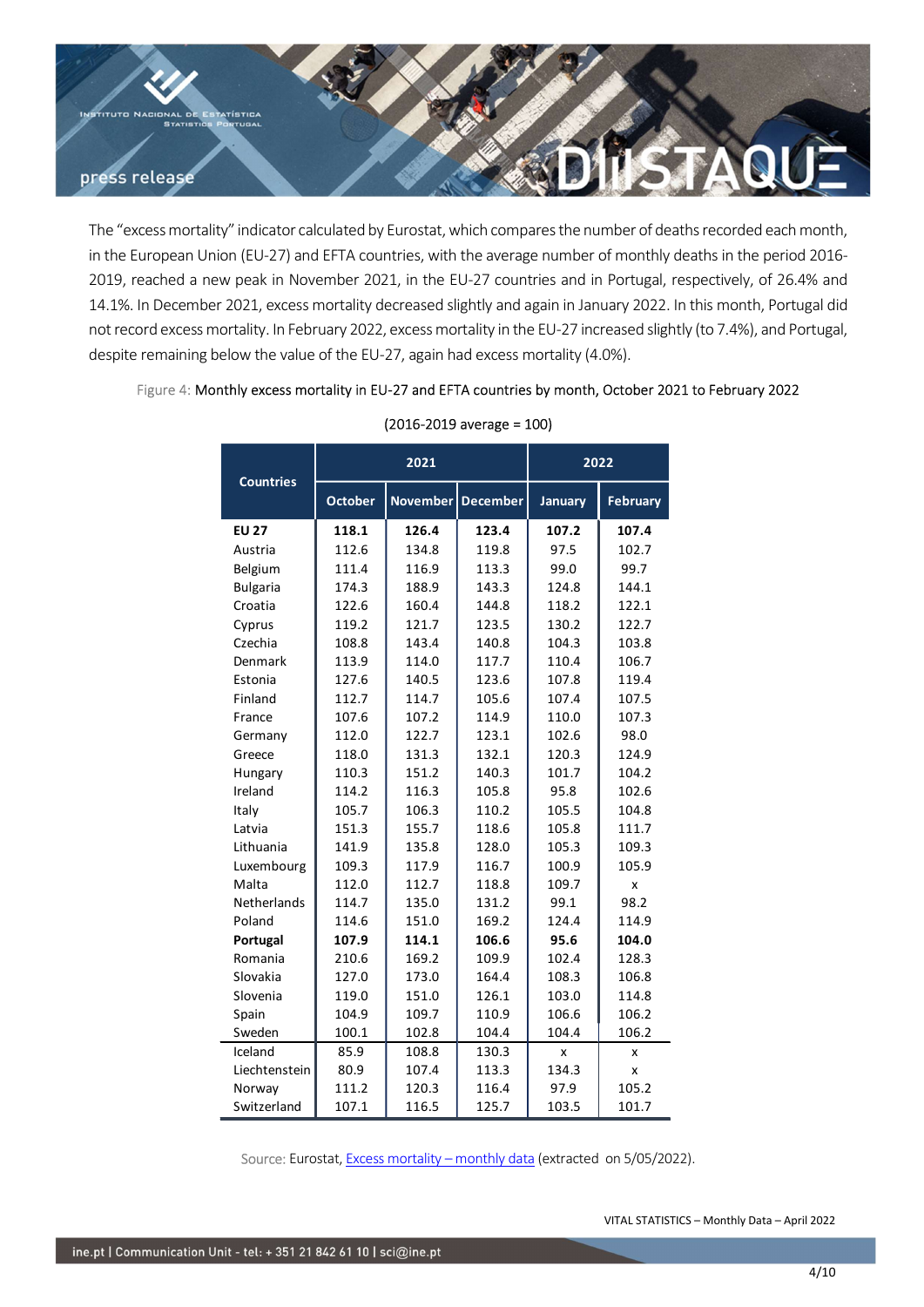The "excess mortality" indicator calculated by Eurostat, which compares the number of deaths recorded each month, in the European Union (EU-27) and EFTA countries, with the average number of monthly deaths in the period 2016-2019, reached a new peak in November 2021, in the EU-27 countries and in Portugal, respectively, of 26.4% and 14.1%. In December 2021, excess mortality decreased slightly and again in January 2022. In this month, Portugal did not record excess mortality. In February 2022, excess mortality in the EU-27 increased slightly (to 7.4%), and Portugal, despite remaining below the value of the EU-27, again had excess mortality (4.0%).

Figure 4: Monthly excess mortality in EU-27 and EFTA countries by month, October 2021 to February 2022

(2016-2019 average = 100)

| Countries | 2021 | | | 2022 | |
|---|---|---|---|---|---|
| | October | November | December | January | February |
| **EU 27** | **118.1** | **126.4** | **123.4** | **107.2** | **107.4** |
| Austria | 112.6 | 134.8 | 119.8 | 97.5 | 102.7 |
| Belgium | 111.4 | 116.9 | 113.3 | 99.0 | 99.7 |
| Bulgaria | 174.3 | 188.9 | 143.3 | 124.8 | 144.1 |
| Croatia | 122.6 | 160.4 | 144.8 | 118.2 | 122.1 |
| Cyprus | 119.2 | 121.7 | 123.5 | 130.2 | 122.7 |
| Czechia | 108.8 | 143.4 | 140.8 | 104.3 | 103.8 |
| Denmark | 113.9 | 114.0 | 117.7 | 110.4 | 106.7 |
| Estonia | 127.6 | 140.5 | 123.6 | 107.8 | 119.4 |
| Finland | 112.7 | 114.7 | 105.6 | 107.4 | 107.5 |
| France | 107.6 | 107.2 | 114.9 | 110.0 | 107.3 |
| Germany | 112.0 | 122.7 | 123.1 | 102.6 | 98.0 |
| Greece | 118.0 | 131.3 | 132.1 | 120.3 | 124.9 |
| Hungary | 110.3 | 151.2 | 140.3 | 101.7 | 104.2 |
| Ireland | 114.2 | 116.3 | 105.8 | 95.8 | 102.6 |
| Italy | 105.7 | 106.3 | 110.2 | 105.5 | 104.8 |
| Latvia | 151.3 | 155.7 | 118.6 | 105.8 | 111.7 |
| Lithuania | 141.9 | 135.8 | 128.0 | 105.3 | 109.3 |
| Luxembourg | 109.3 | 117.9 | 116.7 | 100.9 | 105.9 |
| Malta | 112.0 | 112.7 | 118.8 | 109.7 | x |
| Netherlands | 114.7 | 135.0 | 131.2 | 99.1 | 98.2 |
| Poland | 114.6 | 151.0 | 169.2 | 124.4 | 114.9 |
| **Portugal** | **107.9** | **114.1** | **106.6** | **95.6** | **104.0** |
| Romania | 210.6 | 169.2 | 109.9 | 102.4 | 128.3 |
| Slovakia | 127.0 | 173.0 | 164.4 | 108.3 | 106.8 |
| Slovenia | 119.0 | 151.0 | 126.1 | 103.0 | 114.8 |
| Spain | 104.9 | 109.7 | 110.9 | 106.6 | 106.2 |
| Sweden | 100.1 | 102.8 | 104.4 | 104.4 | 106.2 |
| Iceland | 85.9 | 108.8 | 130.3 | x | x |
| Liechtenstein | 80.9 | 107.4 | 113.3 | 134.3 | x |
| Norway | 111.2 | 120.3 | 116.4 | 97.9 | 105.2 |
| Switzerland | 107.1 | 116.5 | 125.7 | 103.5 | 101.7 |

Source: Eurostat, Excess mortality – monthly data (extracted on 5/05/2022).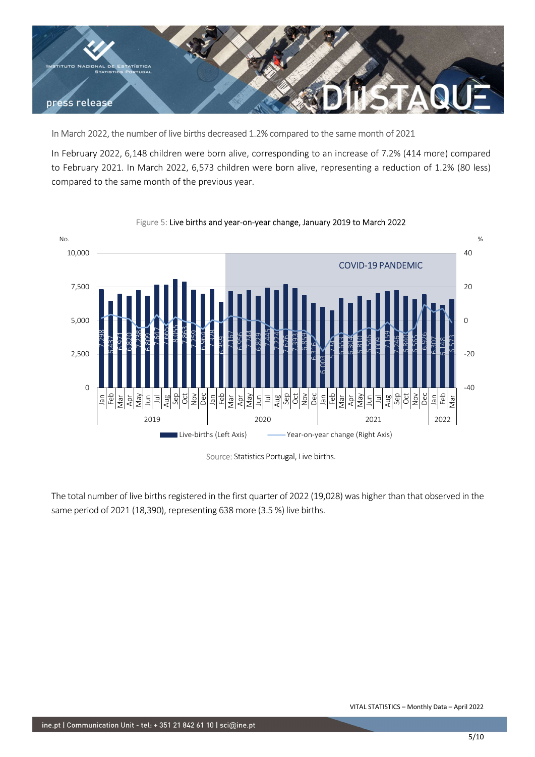In March 2022, the number of live births decreased 1.2% compared to the same month of 2021

In February 2022, 6,148 children were born alive, corresponding to an increase of 7.2% (414 more) compared to February 2021. In March 2022, 6,573 children were born alive, representing a reduction of 1.2% (80 less) compared to the same month of the previous year.

Figure 5: Live births and year-on-year change, January 2019 to March 2022

| Year | Month | Live-births (Left Axis) |
|---|---|---|
| 2019 | Jan | 7,298 |
| | Feb | 6,437 |
| | Mar | 6,971 |
| | Apr | 6,820 |
| | May | 7,238 |
| | Jun | 6,809 |
| | Jul | 7,647 |
| | Aug | 7,665 |
| | Sep | 8,055 |
| | Oct | 7,863 |
| | Nov | 7,259 |
| | Dec | 6,964 |
| 2020 | Jan | 7,328 |
| | Feb | 6,359 |
| | Mar | 7,167 |
| | Apr | 6,956 |
| | May | 7,214 |
| | Jun | 6,829 |
| | Jul | 7,445 |
| | Aug | 7,224 |
| | Sep | 7,676 |
| | Oct | 7,393 |
| | Nov | 6,859 |
| | Dec | 6,316 |
| 2021 | Jan | 6,003 |
| | Feb | 5,734 |
| | Mar | 6,653 |
| | Apr | 6,304 |
| | May | 6,810 |
| | Jun | 6,546 |
| | Jul | 7,009 |
| | Aug | 7,159 |
| | Sep | 7,246 |
| | Oct | 6,840 |
| | Nov | 6,565 |
| | Dec | 6,926 |
| 2022 | Jan | 6,307 |
| | Feb | 6,148 |
| | Mar | 6,573 |

COVID-19 PANDEMIC (March 2020 – March 2022)

Source: Statistics Portugal, Live births.

The total number of live births registered in the first quarter of 2022 (19,028) was higher than that observed in the same period of 2021 (18,390), representing 638 more (3.5 %) live births.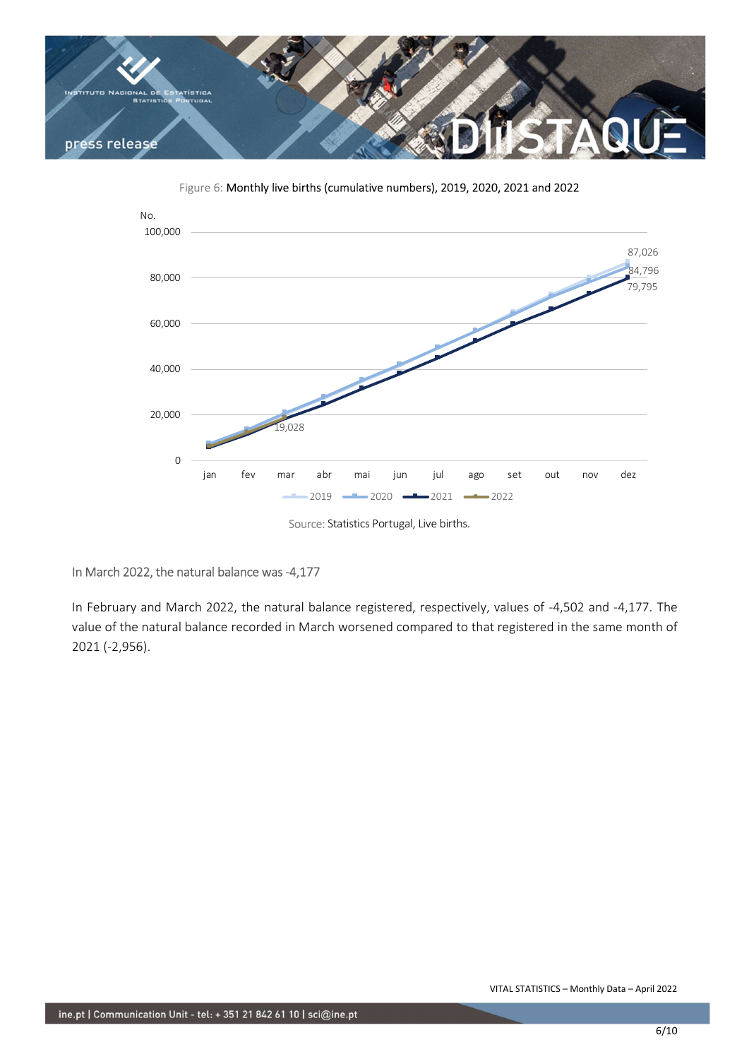Figure 6: Monthly live births (cumulative numbers), 2019, 2020, 2021 and 2022

Source: Statistics Portugal, Live births.

In March 2022, the natural balance was -4,177

In February and March 2022, the natural balance registered, respectively, values of -4,502 and -4,177. The value of the natural balance recorded in March worsened compared to that registered in the same month of 2021 (-2,956).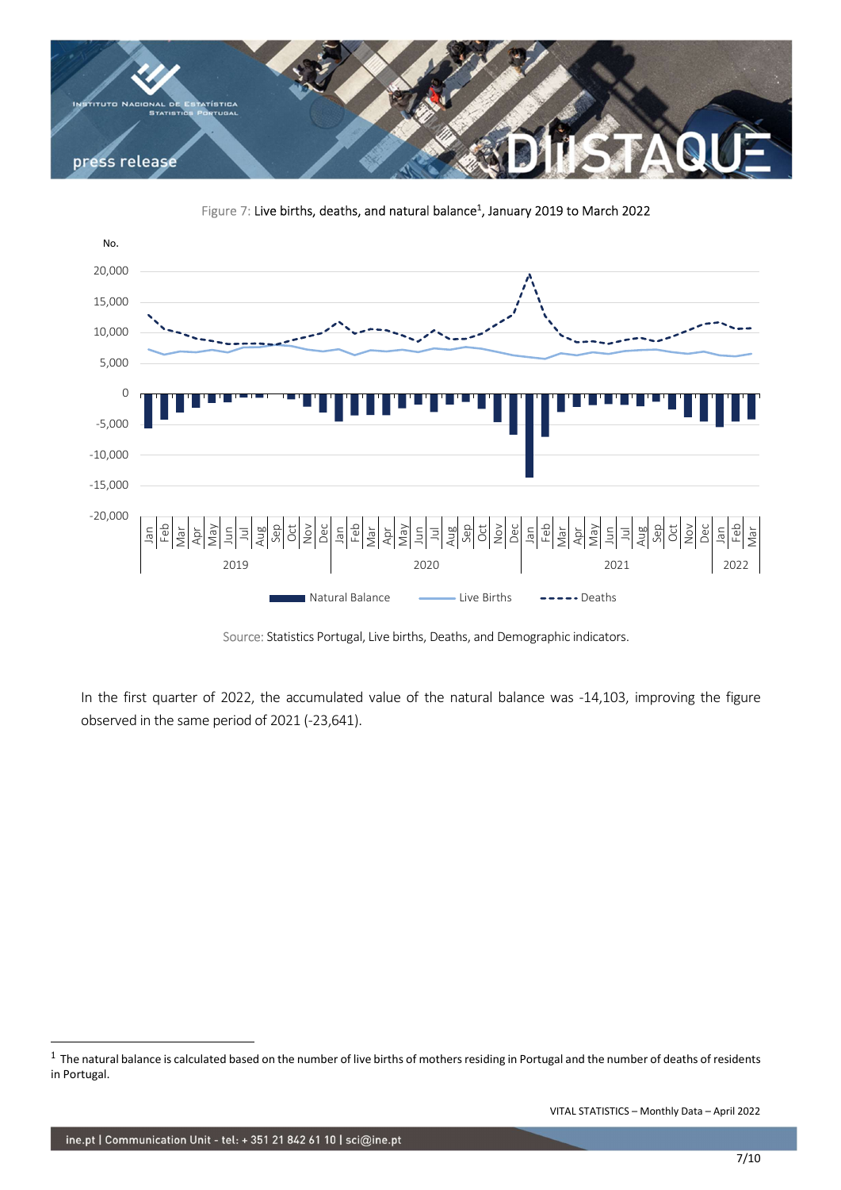Figure 7: Live births, deaths, and natural balance[1], January 2019 to March 2022

Source: Statistics Portugal, Live births, Deaths, and Demographic indicators.

In the first quarter of 2022, the accumulated value of the natural balance was -14,103, improving the figure observed in the same period of 2021 (-23,641).

[1] The natural balance is calculated based on the number of live births of mothers residing in Portugal and the number of deaths of residents in Portugal.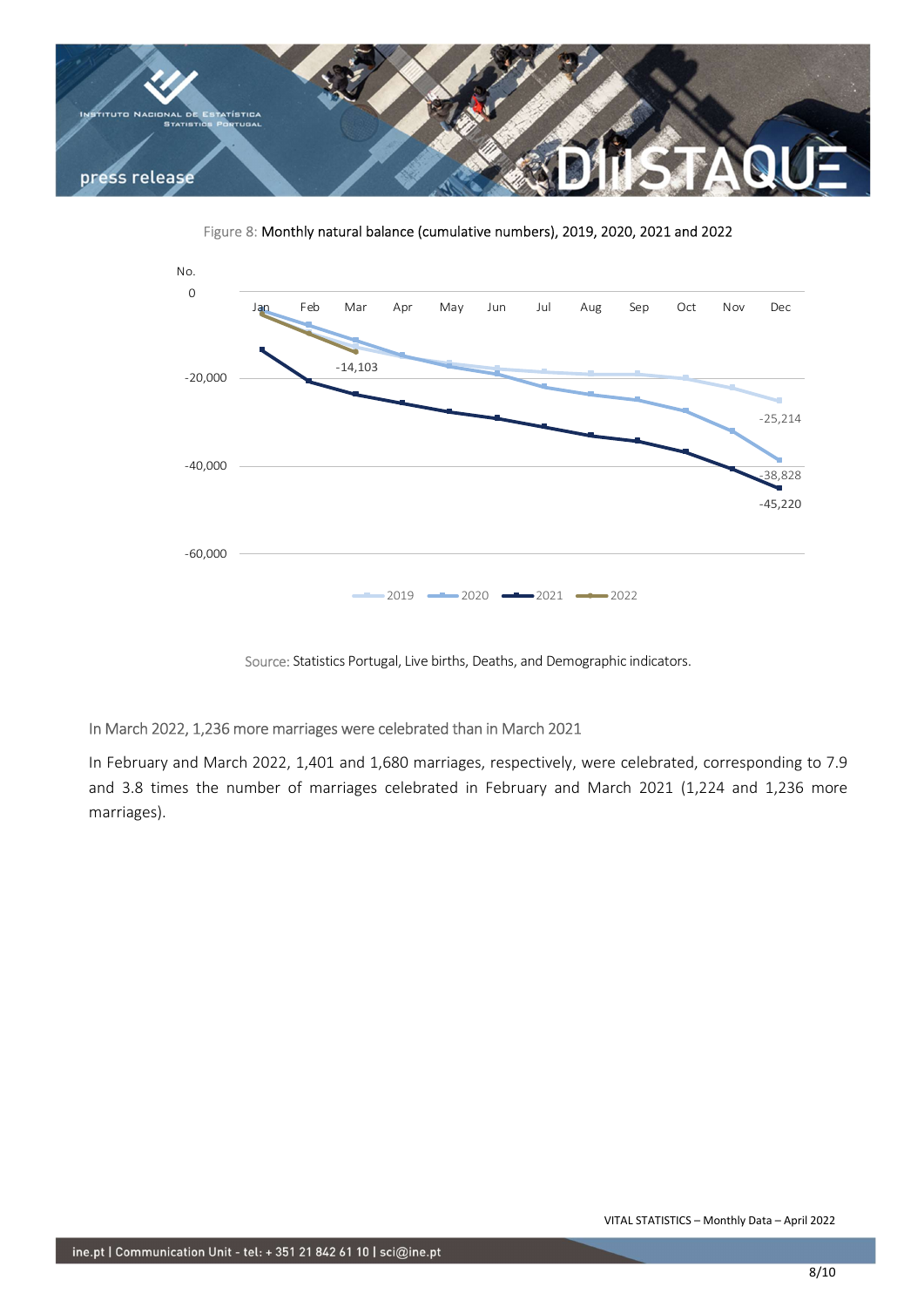Figure 8: Monthly natural balance (cumulative numbers), 2019, 2020, 2021 and 2022

Source: Statistics Portugal, Live births, Deaths, and Demographic indicators.

## In March 2022, 1,236 more marriages were celebrated than in March 2021

In February and March 2022, 1,401 and 1,680 marriages, respectively, were celebrated, corresponding to 7.9 and 3.8 times the number of marriages celebrated in February and March 2021 (1,224 and 1,236 more marriages).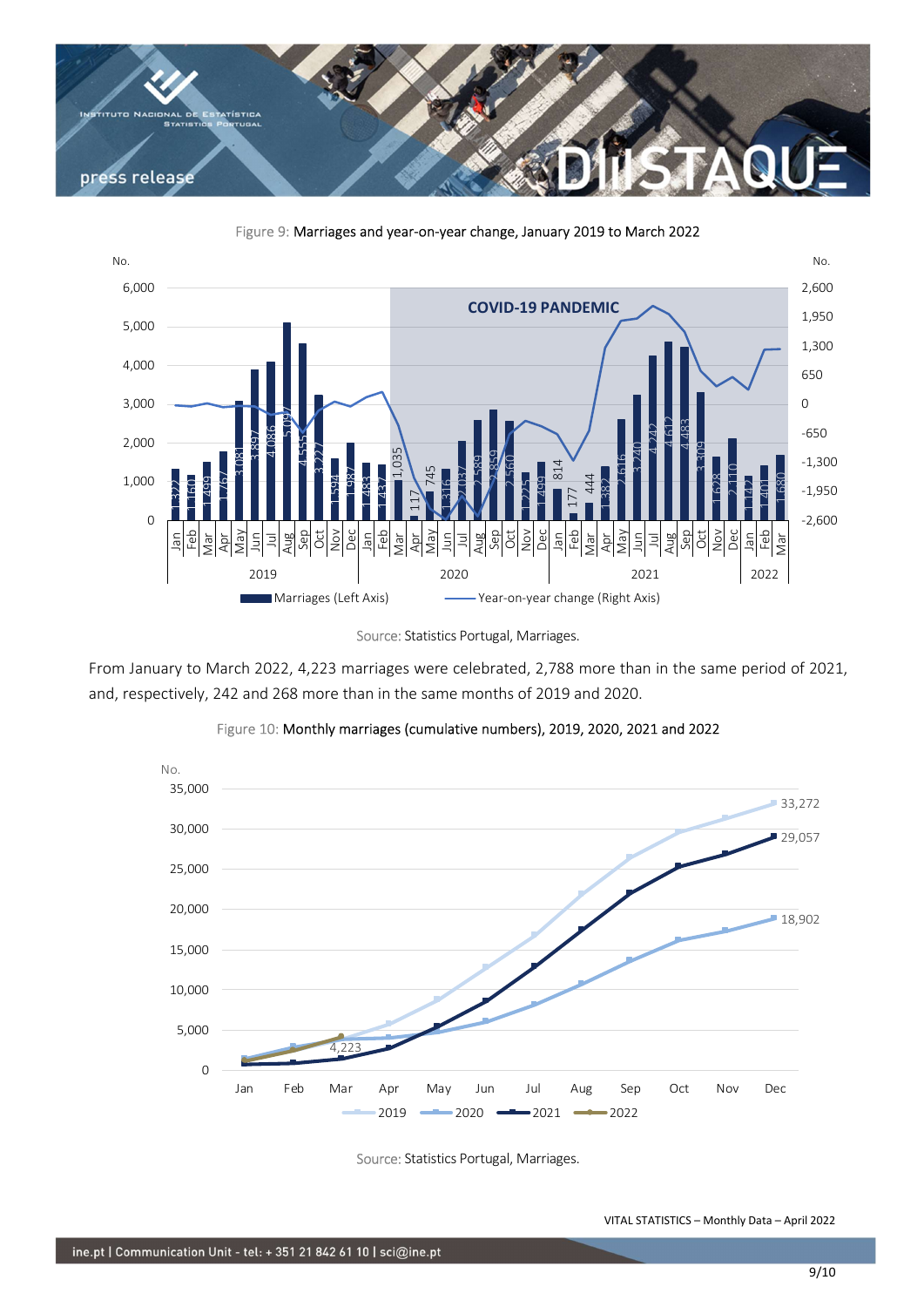Figure 9: Marriages and year-on-year change, January 2019 to March 2022

Source: Statistics Portugal, Marriages.

From January to March 2022, 4,223 marriages were celebrated, 2,788 more than in the same period of 2021, and, respectively, 242 and 268 more than in the same months of 2019 and 2020.

Figure 10: Monthly marriages (cumulative numbers), 2019, 2020, 2021 and 2022

Source: Statistics Portugal, Marriages.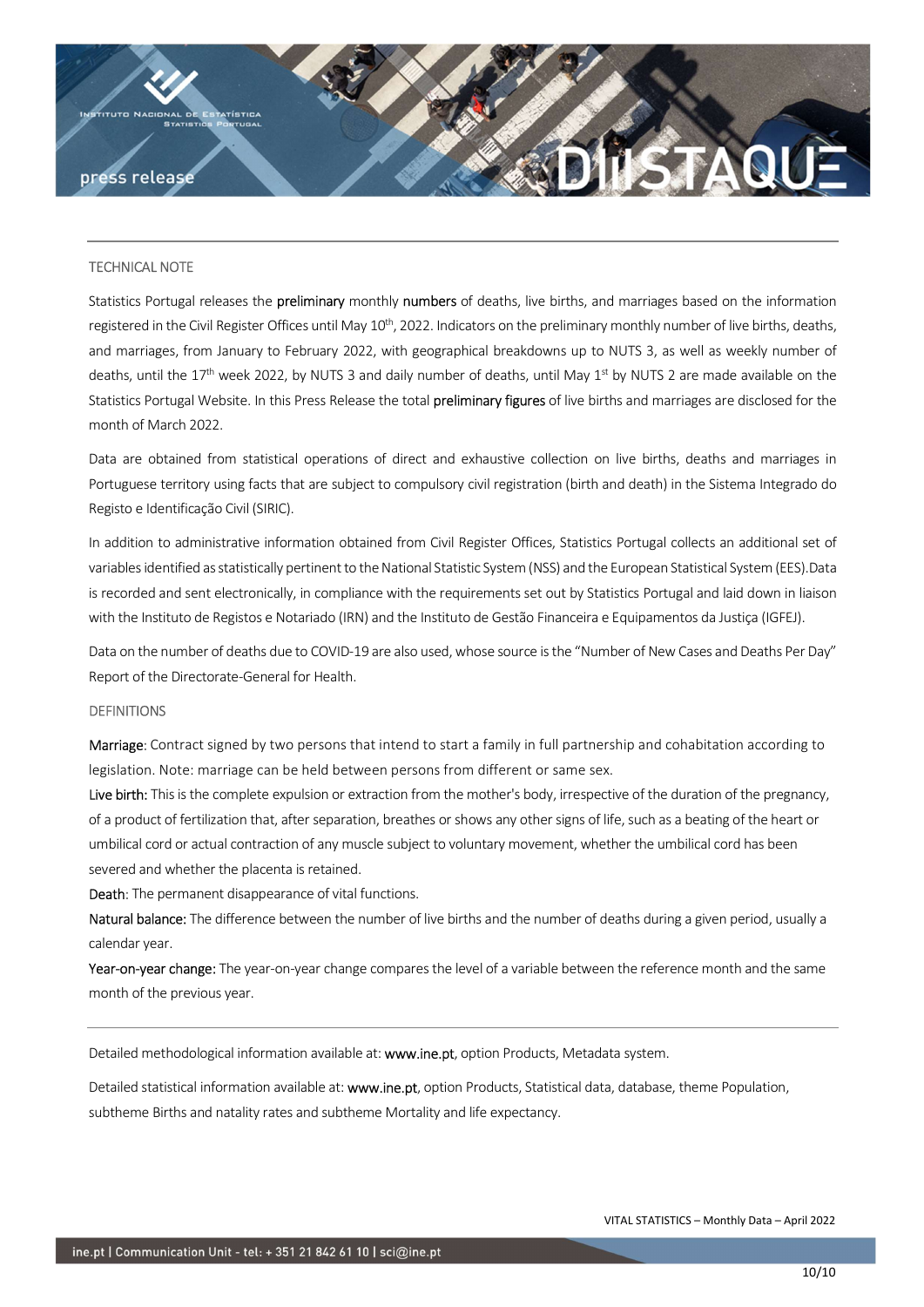## TECHNICAL NOTE

Statistics Portugal releases the preliminary monthly numbers of deaths, live births, and marriages based on the information registered in the Civil Register Offices until May 10th, 2022. Indicators on the preliminary monthly number of live births, deaths, and marriages, from January to February 2022, with geographical breakdowns up to NUTS 3, as well as weekly number of deaths, until the 17th week 2022, by NUTS 3 and daily number of deaths, until May 1st by NUTS 2 are made available on the Statistics Portugal Website. In this Press Release the total preliminary figures of live births and marriages are disclosed for the month of March 2022.

Data are obtained from statistical operations of direct and exhaustive collection on live births, deaths and marriages in Portuguese territory using facts that are subject to compulsory civil registration (birth and death) in the Sistema Integrado do Registo e Identificação Civil (SIRIC).

In addition to administrative information obtained from Civil Register Offices, Statistics Portugal collects an additional set of variables identified as statistically pertinent to the National Statistic System (NSS) and the European Statistical System (EES).Data is recorded and sent electronically, in compliance with the requirements set out by Statistics Portugal and laid down in liaison with the Instituto de Registos e Notariado (IRN) and the Instituto de Gestão Financeira e Equipamentos da Justiça (IGFEJ).

Data on the number of deaths due to COVID-19 are also used, whose source is the "Number of New Cases and Deaths Per Day" Report of the Directorate-General for Health.

## DEFINITIONS

**Marriage**: Contract signed by two persons that intend to start a family in full partnership and cohabitation according to legislation. Note: marriage can be held between persons from different or same sex.

**Live birth:** This is the complete expulsion or extraction from the mother's body, irrespective of the duration of the pregnancy, of a product of fertilization that, after separation, breathes or shows any other signs of life, such as a beating of the heart or umbilical cord or actual contraction of any muscle subject to voluntary movement, whether the umbilical cord has been severed and whether the placenta is retained.

**Death**: The permanent disappearance of vital functions.

**Natural balance:** The difference between the number of live births and the number of deaths during a given period, usually a calendar year.

**Year-on-year change:** The year-on-year change compares the level of a variable between the reference month and the same month of the previous year.

---

Detailed methodological information available at: www.ine.pt, option Products, Metadata system.

Detailed statistical information available at: www.ine.pt, option Products, Statistical data, database, theme Population, subtheme Births and natality rates and subtheme Mortality and life expectancy.